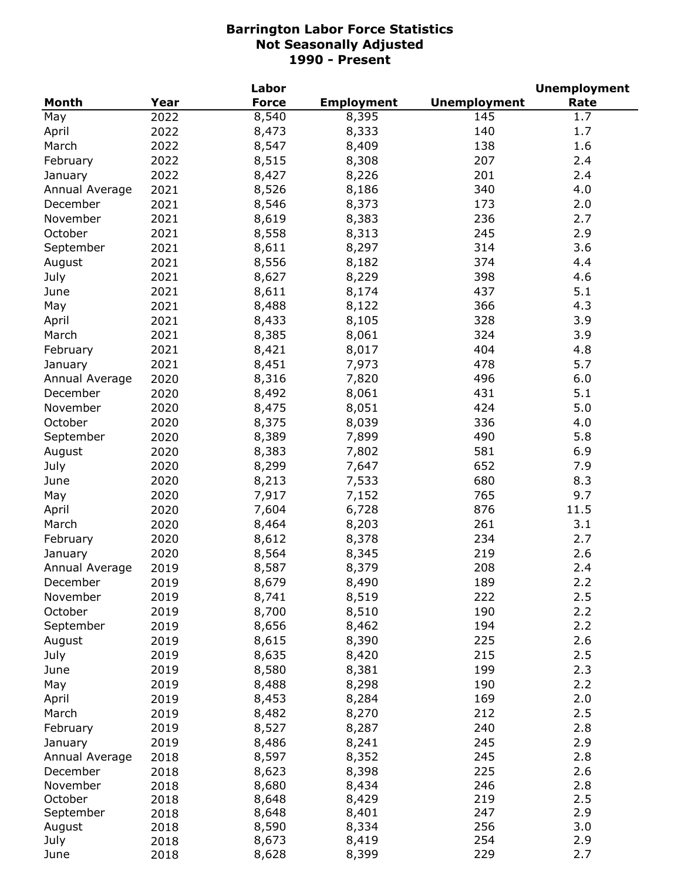# Barrington Labor Force Statistics
## Not Seasonally Adjusted
## 1990 - Present

| Month | Year | Labor Force | Employment | Unemployment | Unemployment Rate |
|---|---|---|---|---|---|
| May | 2022 | 8,540 | 8,395 | 145 | 1.7 |
| April | 2022 | 8,473 | 8,333 | 140 | 1.7 |
| March | 2022 | 8,547 | 8,409 | 138 | 1.6 |
| February | 2022 | 8,515 | 8,308 | 207 | 2.4 |
| January | 2022 | 8,427 | 8,226 | 201 | 2.4 |
| Annual Average | 2021 | 8,526 | 8,186 | 340 | 4.0 |
| December | 2021 | 8,546 | 8,373 | 173 | 2.0 |
| November | 2021 | 8,619 | 8,383 | 236 | 2.7 |
| October | 2021 | 8,558 | 8,313 | 245 | 2.9 |
| September | 2021 | 8,611 | 8,297 | 314 | 3.6 |
| August | 2021 | 8,556 | 8,182 | 374 | 4.4 |
| July | 2021 | 8,627 | 8,229 | 398 | 4.6 |
| June | 2021 | 8,611 | 8,174 | 437 | 5.1 |
| May | 2021 | 8,488 | 8,122 | 366 | 4.3 |
| April | 2021 | 8,433 | 8,105 | 328 | 3.9 |
| March | 2021 | 8,385 | 8,061 | 324 | 3.9 |
| February | 2021 | 8,421 | 8,017 | 404 | 4.8 |
| January | 2021 | 8,451 | 7,973 | 478 | 5.7 |
| Annual Average | 2020 | 8,316 | 7,820 | 496 | 6.0 |
| December | 2020 | 8,492 | 8,061 | 431 | 5.1 |
| November | 2020 | 8,475 | 8,051 | 424 | 5.0 |
| October | 2020 | 8,375 | 8,039 | 336 | 4.0 |
| September | 2020 | 8,389 | 7,899 | 490 | 5.8 |
| August | 2020 | 8,383 | 7,802 | 581 | 6.9 |
| July | 2020 | 8,299 | 7,647 | 652 | 7.9 |
| June | 2020 | 8,213 | 7,533 | 680 | 8.3 |
| May | 2020 | 7,917 | 7,152 | 765 | 9.7 |
| April | 2020 | 7,604 | 6,728 | 876 | 11.5 |
| March | 2020 | 8,464 | 8,203 | 261 | 3.1 |
| February | 2020 | 8,612 | 8,378 | 234 | 2.7 |
| January | 2020 | 8,564 | 8,345 | 219 | 2.6 |
| Annual Average | 2019 | 8,587 | 8,379 | 208 | 2.4 |
| December | 2019 | 8,679 | 8,490 | 189 | 2.2 |
| November | 2019 | 8,741 | 8,519 | 222 | 2.5 |
| October | 2019 | 8,700 | 8,510 | 190 | 2.2 |
| September | 2019 | 8,656 | 8,462 | 194 | 2.2 |
| August | 2019 | 8,615 | 8,390 | 225 | 2.6 |
| July | 2019 | 8,635 | 8,420 | 215 | 2.5 |
| June | 2019 | 8,580 | 8,381 | 199 | 2.3 |
| May | 2019 | 8,488 | 8,298 | 190 | 2.2 |
| April | 2019 | 8,453 | 8,284 | 169 | 2.0 |
| March | 2019 | 8,482 | 8,270 | 212 | 2.5 |
| February | 2019 | 8,527 | 8,287 | 240 | 2.8 |
| January | 2019 | 8,486 | 8,241 | 245 | 2.9 |
| Annual Average | 2018 | 8,597 | 8,352 | 245 | 2.8 |
| December | 2018 | 8,623 | 8,398 | 225 | 2.6 |
| November | 2018 | 8,680 | 8,434 | 246 | 2.8 |
| October | 2018 | 8,648 | 8,429 | 219 | 2.5 |
| September | 2018 | 8,648 | 8,401 | 247 | 2.9 |
| August | 2018 | 8,590 | 8,334 | 256 | 3.0 |
| July | 2018 | 8,673 | 8,419 | 254 | 2.9 |
| June | 2018 | 8,628 | 8,399 | 229 | 2.7 |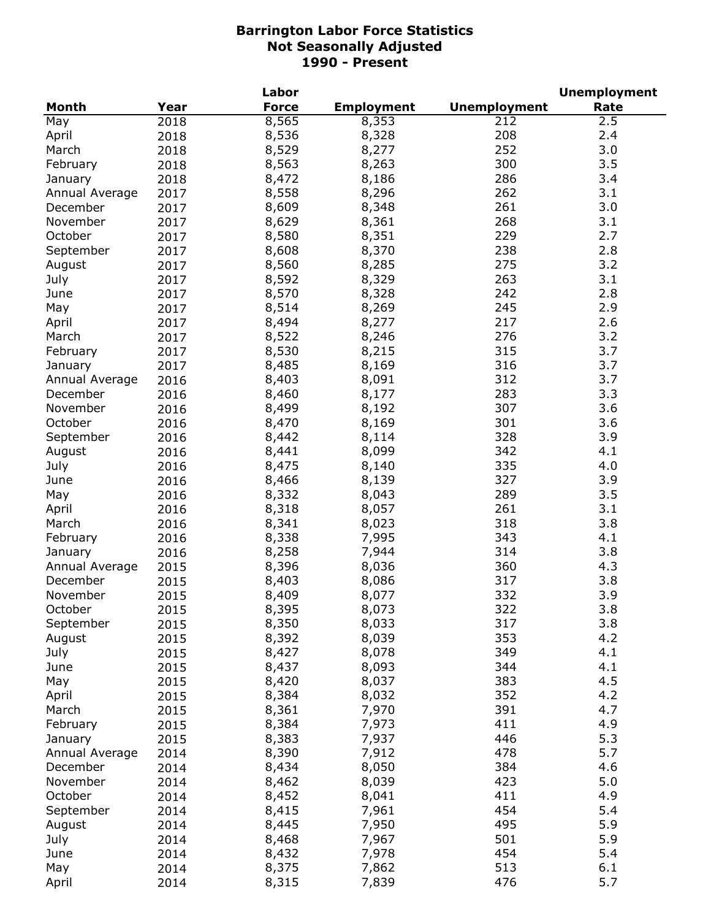# Barrington Labor Force Statistics
## Not Seasonally Adjusted
## 1990 - Present

| Month | Year | Labor Force | Employment | Unemployment | Unemployment Rate |
|---|---|---|---|---|---|
| May | 2018 | 8,565 | 8,353 | 212 | 2.5 |
| April | 2018 | 8,536 | 8,328 | 208 | 2.4 |
| March | 2018 | 8,529 | 8,277 | 252 | 3.0 |
| February | 2018 | 8,563 | 8,263 | 300 | 3.5 |
| January | 2018 | 8,472 | 8,186 | 286 | 3.4 |
| Annual Average | 2017 | 8,558 | 8,296 | 262 | 3.1 |
| December | 2017 | 8,609 | 8,348 | 261 | 3.0 |
| November | 2017 | 8,629 | 8,361 | 268 | 3.1 |
| October | 2017 | 8,580 | 8,351 | 229 | 2.7 |
| September | 2017 | 8,608 | 8,370 | 238 | 2.8 |
| August | 2017 | 8,560 | 8,285 | 275 | 3.2 |
| July | 2017 | 8,592 | 8,329 | 263 | 3.1 |
| June | 2017 | 8,570 | 8,328 | 242 | 2.8 |
| May | 2017 | 8,514 | 8,269 | 245 | 2.9 |
| April | 2017 | 8,494 | 8,277 | 217 | 2.6 |
| March | 2017 | 8,522 | 8,246 | 276 | 3.2 |
| February | 2017 | 8,530 | 8,215 | 315 | 3.7 |
| January | 2017 | 8,485 | 8,169 | 316 | 3.7 |
| Annual Average | 2016 | 8,403 | 8,091 | 312 | 3.7 |
| December | 2016 | 8,460 | 8,177 | 283 | 3.3 |
| November | 2016 | 8,499 | 8,192 | 307 | 3.6 |
| October | 2016 | 8,470 | 8,169 | 301 | 3.6 |
| September | 2016 | 8,442 | 8,114 | 328 | 3.9 |
| August | 2016 | 8,441 | 8,099 | 342 | 4.1 |
| July | 2016 | 8,475 | 8,140 | 335 | 4.0 |
| June | 2016 | 8,466 | 8,139 | 327 | 3.9 |
| May | 2016 | 8,332 | 8,043 | 289 | 3.5 |
| April | 2016 | 8,318 | 8,057 | 261 | 3.1 |
| March | 2016 | 8,341 | 8,023 | 318 | 3.8 |
| February | 2016 | 8,338 | 7,995 | 343 | 4.1 |
| January | 2016 | 8,258 | 7,944 | 314 | 3.8 |
| Annual Average | 2015 | 8,396 | 8,036 | 360 | 4.3 |
| December | 2015 | 8,403 | 8,086 | 317 | 3.8 |
| November | 2015 | 8,409 | 8,077 | 332 | 3.9 |
| October | 2015 | 8,395 | 8,073 | 322 | 3.8 |
| September | 2015 | 8,350 | 8,033 | 317 | 3.8 |
| August | 2015 | 8,392 | 8,039 | 353 | 4.2 |
| July | 2015 | 8,427 | 8,078 | 349 | 4.1 |
| June | 2015 | 8,437 | 8,093 | 344 | 4.1 |
| May | 2015 | 8,420 | 8,037 | 383 | 4.5 |
| April | 2015 | 8,384 | 8,032 | 352 | 4.2 |
| March | 2015 | 8,361 | 7,970 | 391 | 4.7 |
| February | 2015 | 8,384 | 7,973 | 411 | 4.9 |
| January | 2015 | 8,383 | 7,937 | 446 | 5.3 |
| Annual Average | 2014 | 8,390 | 7,912 | 478 | 5.7 |
| December | 2014 | 8,434 | 8,050 | 384 | 4.6 |
| November | 2014 | 8,462 | 8,039 | 423 | 5.0 |
| October | 2014 | 8,452 | 8,041 | 411 | 4.9 |
| September | 2014 | 8,415 | 7,961 | 454 | 5.4 |
| August | 2014 | 8,445 | 7,950 | 495 | 5.9 |
| July | 2014 | 8,468 | 7,967 | 501 | 5.9 |
| June | 2014 | 8,432 | 7,978 | 454 | 5.4 |
| May | 2014 | 8,375 | 7,862 | 513 | 6.1 |
| April | 2014 | 8,315 | 7,839 | 476 | 5.7 |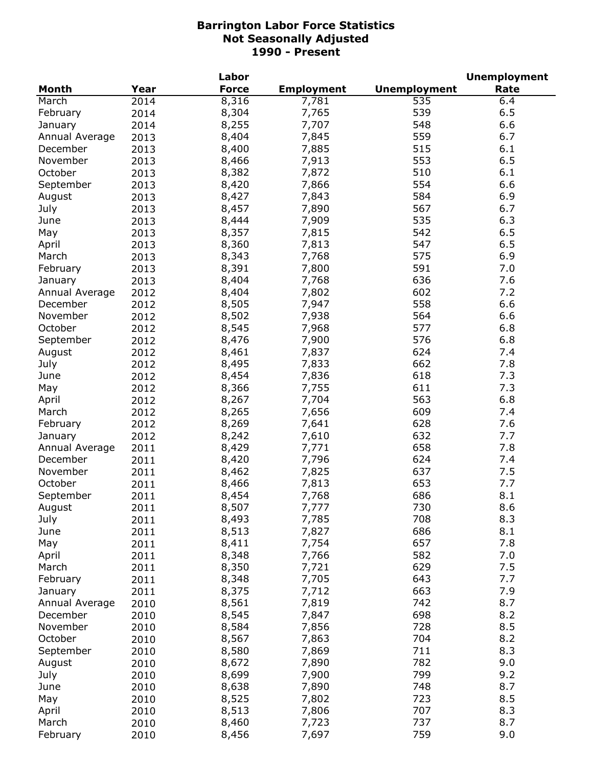# Barrington Labor Force Statistics
## Not Seasonally Adjusted
## 1990 - Present

| Month | Year | Labor Force | Employment | Unemployment | Unemployment Rate |
|---|---|---|---|---|---|
| March | 2014 | 8,316 | 7,781 | 535 | 6.4 |
| February | 2014 | 8,304 | 7,765 | 539 | 6.5 |
| January | 2014 | 8,255 | 7,707 | 548 | 6.6 |
| Annual Average | 2013 | 8,404 | 7,845 | 559 | 6.7 |
| December | 2013 | 8,400 | 7,885 | 515 | 6.1 |
| November | 2013 | 8,466 | 7,913 | 553 | 6.5 |
| October | 2013 | 8,382 | 7,872 | 510 | 6.1 |
| September | 2013 | 8,420 | 7,866 | 554 | 6.6 |
| August | 2013 | 8,427 | 7,843 | 584 | 6.9 |
| July | 2013 | 8,457 | 7,890 | 567 | 6.7 |
| June | 2013 | 8,444 | 7,909 | 535 | 6.3 |
| May | 2013 | 8,357 | 7,815 | 542 | 6.5 |
| April | 2013 | 8,360 | 7,813 | 547 | 6.5 |
| March | 2013 | 8,343 | 7,768 | 575 | 6.9 |
| February | 2013 | 8,391 | 7,800 | 591 | 7.0 |
| January | 2013 | 8,404 | 7,768 | 636 | 7.6 |
| Annual Average | 2012 | 8,404 | 7,802 | 602 | 7.2 |
| December | 2012 | 8,505 | 7,947 | 558 | 6.6 |
| November | 2012 | 8,502 | 7,938 | 564 | 6.6 |
| October | 2012 | 8,545 | 7,968 | 577 | 6.8 |
| September | 2012 | 8,476 | 7,900 | 576 | 6.8 |
| August | 2012 | 8,461 | 7,837 | 624 | 7.4 |
| July | 2012 | 8,495 | 7,833 | 662 | 7.8 |
| June | 2012 | 8,454 | 7,836 | 618 | 7.3 |
| May | 2012 | 8,366 | 7,755 | 611 | 7.3 |
| April | 2012 | 8,267 | 7,704 | 563 | 6.8 |
| March | 2012 | 8,265 | 7,656 | 609 | 7.4 |
| February | 2012 | 8,269 | 7,641 | 628 | 7.6 |
| January | 2012 | 8,242 | 7,610 | 632 | 7.7 |
| Annual Average | 2011 | 8,429 | 7,771 | 658 | 7.8 |
| December | 2011 | 8,420 | 7,796 | 624 | 7.4 |
| November | 2011 | 8,462 | 7,825 | 637 | 7.5 |
| October | 2011 | 8,466 | 7,813 | 653 | 7.7 |
| September | 2011 | 8,454 | 7,768 | 686 | 8.1 |
| August | 2011 | 8,507 | 7,777 | 730 | 8.6 |
| July | 2011 | 8,493 | 7,785 | 708 | 8.3 |
| June | 2011 | 8,513 | 7,827 | 686 | 8.1 |
| May | 2011 | 8,411 | 7,754 | 657 | 7.8 |
| April | 2011 | 8,348 | 7,766 | 582 | 7.0 |
| March | 2011 | 8,350 | 7,721 | 629 | 7.5 |
| February | 2011 | 8,348 | 7,705 | 643 | 7.7 |
| January | 2011 | 8,375 | 7,712 | 663 | 7.9 |
| Annual Average | 2010 | 8,561 | 7,819 | 742 | 8.7 |
| December | 2010 | 8,545 | 7,847 | 698 | 8.2 |
| November | 2010 | 8,584 | 7,856 | 728 | 8.5 |
| October | 2010 | 8,567 | 7,863 | 704 | 8.2 |
| September | 2010 | 8,580 | 7,869 | 711 | 8.3 |
| August | 2010 | 8,672 | 7,890 | 782 | 9.0 |
| July | 2010 | 8,699 | 7,900 | 799 | 9.2 |
| June | 2010 | 8,638 | 7,890 | 748 | 8.7 |
| May | 2010 | 8,525 | 7,802 | 723 | 8.5 |
| April | 2010 | 8,513 | 7,806 | 707 | 8.3 |
| March | 2010 | 8,460 | 7,723 | 737 | 8.7 |
| February | 2010 | 8,456 | 7,697 | 759 | 9.0 |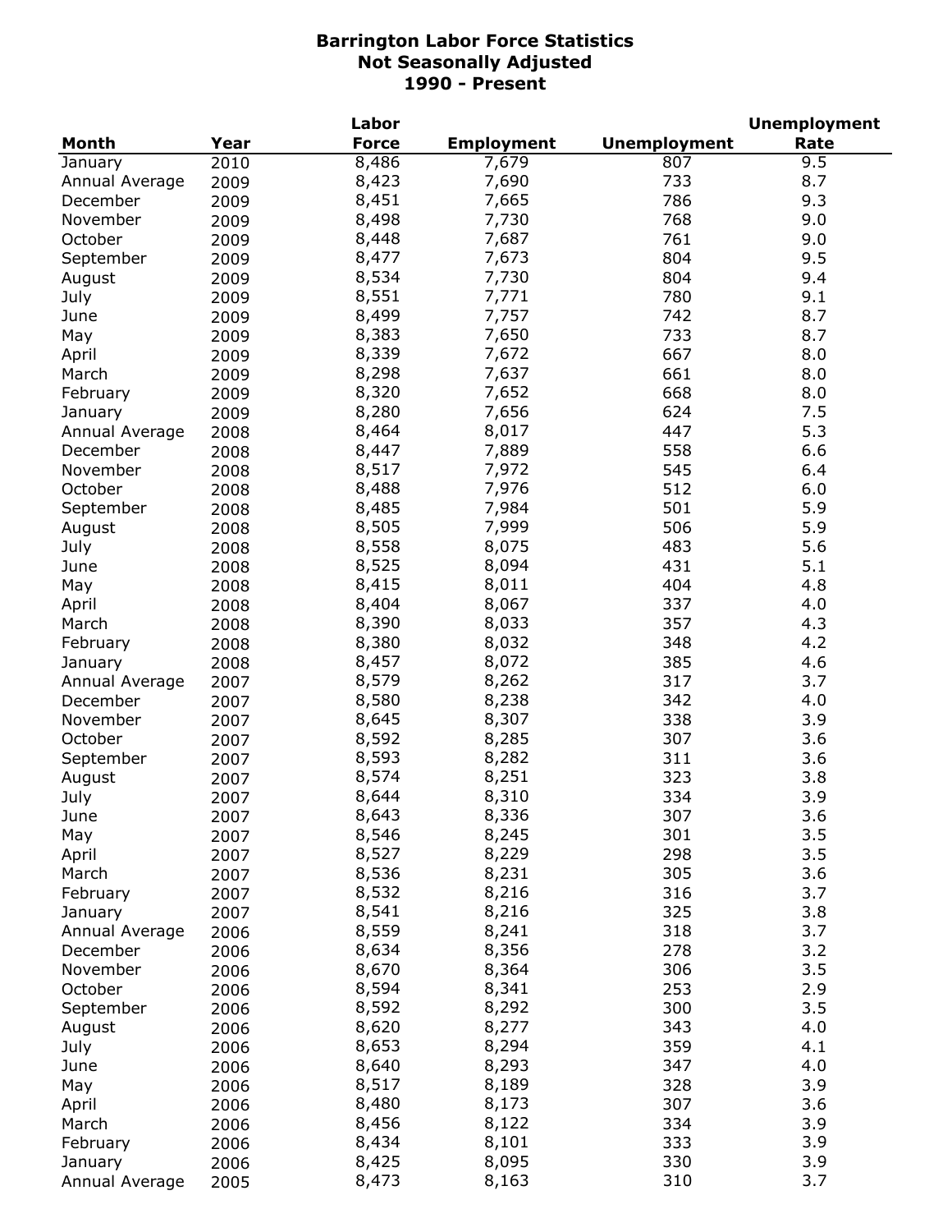# Barrington Labor Force Statistics
## Not Seasonally Adjusted
## 1990 - Present

| Month | Year | Labor Force | Employment | Unemployment | Unemployment Rate |
|---|---|---|---|---|---|
| January | 2010 | 8,486 | 7,679 | 807 | 9.5 |
| Annual Average | 2009 | 8,423 | 7,690 | 733 | 8.7 |
| December | 2009 | 8,451 | 7,665 | 786 | 9.3 |
| November | 2009 | 8,498 | 7,730 | 768 | 9.0 |
| October | 2009 | 8,448 | 7,687 | 761 | 9.0 |
| September | 2009 | 8,477 | 7,673 | 804 | 9.5 |
| August | 2009 | 8,534 | 7,730 | 804 | 9.4 |
| July | 2009 | 8,551 | 7,771 | 780 | 9.1 |
| June | 2009 | 8,499 | 7,757 | 742 | 8.7 |
| May | 2009 | 8,383 | 7,650 | 733 | 8.7 |
| April | 2009 | 8,339 | 7,672 | 667 | 8.0 |
| March | 2009 | 8,298 | 7,637 | 661 | 8.0 |
| February | 2009 | 8,320 | 7,652 | 668 | 8.0 |
| January | 2009 | 8,280 | 7,656 | 624 | 7.5 |
| Annual Average | 2008 | 8,464 | 8,017 | 447 | 5.3 |
| December | 2008 | 8,447 | 7,889 | 558 | 6.6 |
| November | 2008 | 8,517 | 7,972 | 545 | 6.4 |
| October | 2008 | 8,488 | 7,976 | 512 | 6.0 |
| September | 2008 | 8,485 | 7,984 | 501 | 5.9 |
| August | 2008 | 8,505 | 7,999 | 506 | 5.9 |
| July | 2008 | 8,558 | 8,075 | 483 | 5.6 |
| June | 2008 | 8,525 | 8,094 | 431 | 5.1 |
| May | 2008 | 8,415 | 8,011 | 404 | 4.8 |
| April | 2008 | 8,404 | 8,067 | 337 | 4.0 |
| March | 2008 | 8,390 | 8,033 | 357 | 4.3 |
| February | 2008 | 8,380 | 8,032 | 348 | 4.2 |
| January | 2008 | 8,457 | 8,072 | 385 | 4.6 |
| Annual Average | 2007 | 8,579 | 8,262 | 317 | 3.7 |
| December | 2007 | 8,580 | 8,238 | 342 | 4.0 |
| November | 2007 | 8,645 | 8,307 | 338 | 3.9 |
| October | 2007 | 8,592 | 8,285 | 307 | 3.6 |
| September | 2007 | 8,593 | 8,282 | 311 | 3.6 |
| August | 2007 | 8,574 | 8,251 | 323 | 3.8 |
| July | 2007 | 8,644 | 8,310 | 334 | 3.9 |
| June | 2007 | 8,643 | 8,336 | 307 | 3.6 |
| May | 2007 | 8,546 | 8,245 | 301 | 3.5 |
| April | 2007 | 8,527 | 8,229 | 298 | 3.5 |
| March | 2007 | 8,536 | 8,231 | 305 | 3.6 |
| February | 2007 | 8,532 | 8,216 | 316 | 3.7 |
| January | 2007 | 8,541 | 8,216 | 325 | 3.8 |
| Annual Average | 2006 | 8,559 | 8,241 | 318 | 3.7 |
| December | 2006 | 8,634 | 8,356 | 278 | 3.2 |
| November | 2006 | 8,670 | 8,364 | 306 | 3.5 |
| October | 2006 | 8,594 | 8,341 | 253 | 2.9 |
| September | 2006 | 8,592 | 8,292 | 300 | 3.5 |
| August | 2006 | 8,620 | 8,277 | 343 | 4.0 |
| July | 2006 | 8,653 | 8,294 | 359 | 4.1 |
| June | 2006 | 8,640 | 8,293 | 347 | 4.0 |
| May | 2006 | 8,517 | 8,189 | 328 | 3.9 |
| April | 2006 | 8,480 | 8,173 | 307 | 3.6 |
| March | 2006 | 8,456 | 8,122 | 334 | 3.9 |
| February | 2006 | 8,434 | 8,101 | 333 | 3.9 |
| January | 2006 | 8,425 | 8,095 | 330 | 3.9 |
| Annual Average | 2005 | 8,473 | 8,163 | 310 | 3.7 |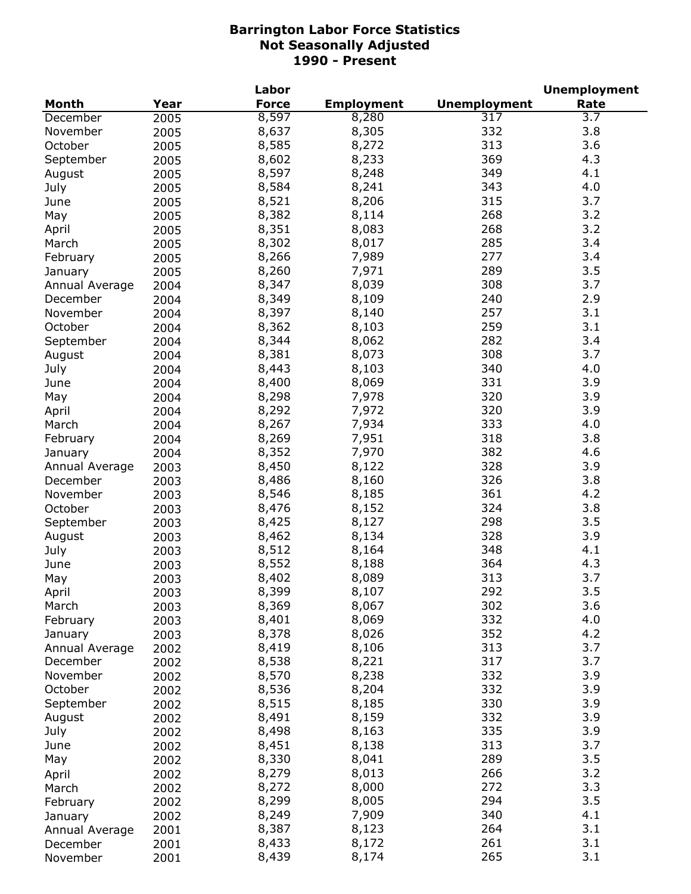# Barrington Labor Force Statistics
## Not Seasonally Adjusted
## 1990 - Present

| Month | Year | Labor Force | Employment | Unemployment | Unemployment Rate |
|---|---|---|---|---|---|
| December | 2005 | 8,597 | 8,280 | 317 | 3.7 |
| November | 2005 | 8,637 | 8,305 | 332 | 3.8 |
| October | 2005 | 8,585 | 8,272 | 313 | 3.6 |
| September | 2005 | 8,602 | 8,233 | 369 | 4.3 |
| August | 2005 | 8,597 | 8,248 | 349 | 4.1 |
| July | 2005 | 8,584 | 8,241 | 343 | 4.0 |
| June | 2005 | 8,521 | 8,206 | 315 | 3.7 |
| May | 2005 | 8,382 | 8,114 | 268 | 3.2 |
| April | 2005 | 8,351 | 8,083 | 268 | 3.2 |
| March | 2005 | 8,302 | 8,017 | 285 | 3.4 |
| February | 2005 | 8,266 | 7,989 | 277 | 3.4 |
| January | 2005 | 8,260 | 7,971 | 289 | 3.5 |
| Annual Average | 2004 | 8,347 | 8,039 | 308 | 3.7 |
| December | 2004 | 8,349 | 8,109 | 240 | 2.9 |
| November | 2004 | 8,397 | 8,140 | 257 | 3.1 |
| October | 2004 | 8,362 | 8,103 | 259 | 3.1 |
| September | 2004 | 8,344 | 8,062 | 282 | 3.4 |
| August | 2004 | 8,381 | 8,073 | 308 | 3.7 |
| July | 2004 | 8,443 | 8,103 | 340 | 4.0 |
| June | 2004 | 8,400 | 8,069 | 331 | 3.9 |
| May | 2004 | 8,298 | 7,978 | 320 | 3.9 |
| April | 2004 | 8,292 | 7,972 | 320 | 3.9 |
| March | 2004 | 8,267 | 7,934 | 333 | 4.0 |
| February | 2004 | 8,269 | 7,951 | 318 | 3.8 |
| January | 2004 | 8,352 | 7,970 | 382 | 4.6 |
| Annual Average | 2003 | 8,450 | 8,122 | 328 | 3.9 |
| December | 2003 | 8,486 | 8,160 | 326 | 3.8 |
| November | 2003 | 8,546 | 8,185 | 361 | 4.2 |
| October | 2003 | 8,476 | 8,152 | 324 | 3.8 |
| September | 2003 | 8,425 | 8,127 | 298 | 3.5 |
| August | 2003 | 8,462 | 8,134 | 328 | 3.9 |
| July | 2003 | 8,512 | 8,164 | 348 | 4.1 |
| June | 2003 | 8,552 | 8,188 | 364 | 4.3 |
| May | 2003 | 8,402 | 8,089 | 313 | 3.7 |
| April | 2003 | 8,399 | 8,107 | 292 | 3.5 |
| March | 2003 | 8,369 | 8,067 | 302 | 3.6 |
| February | 2003 | 8,401 | 8,069 | 332 | 4.0 |
| January | 2003 | 8,378 | 8,026 | 352 | 4.2 |
| Annual Average | 2002 | 8,419 | 8,106 | 313 | 3.7 |
| December | 2002 | 8,538 | 8,221 | 317 | 3.7 |
| November | 2002 | 8,570 | 8,238 | 332 | 3.9 |
| October | 2002 | 8,536 | 8,204 | 332 | 3.9 |
| September | 2002 | 8,515 | 8,185 | 330 | 3.9 |
| August | 2002 | 8,491 | 8,159 | 332 | 3.9 |
| July | 2002 | 8,498 | 8,163 | 335 | 3.9 |
| June | 2002 | 8,451 | 8,138 | 313 | 3.7 |
| May | 2002 | 8,330 | 8,041 | 289 | 3.5 |
| April | 2002 | 8,279 | 8,013 | 266 | 3.2 |
| March | 2002 | 8,272 | 8,000 | 272 | 3.3 |
| February | 2002 | 8,299 | 8,005 | 294 | 3.5 |
| January | 2002 | 8,249 | 7,909 | 340 | 4.1 |
| Annual Average | 2001 | 8,387 | 8,123 | 264 | 3.1 |
| December | 2001 | 8,433 | 8,172 | 261 | 3.1 |
| November | 2001 | 8,439 | 8,174 | 265 | 3.1 |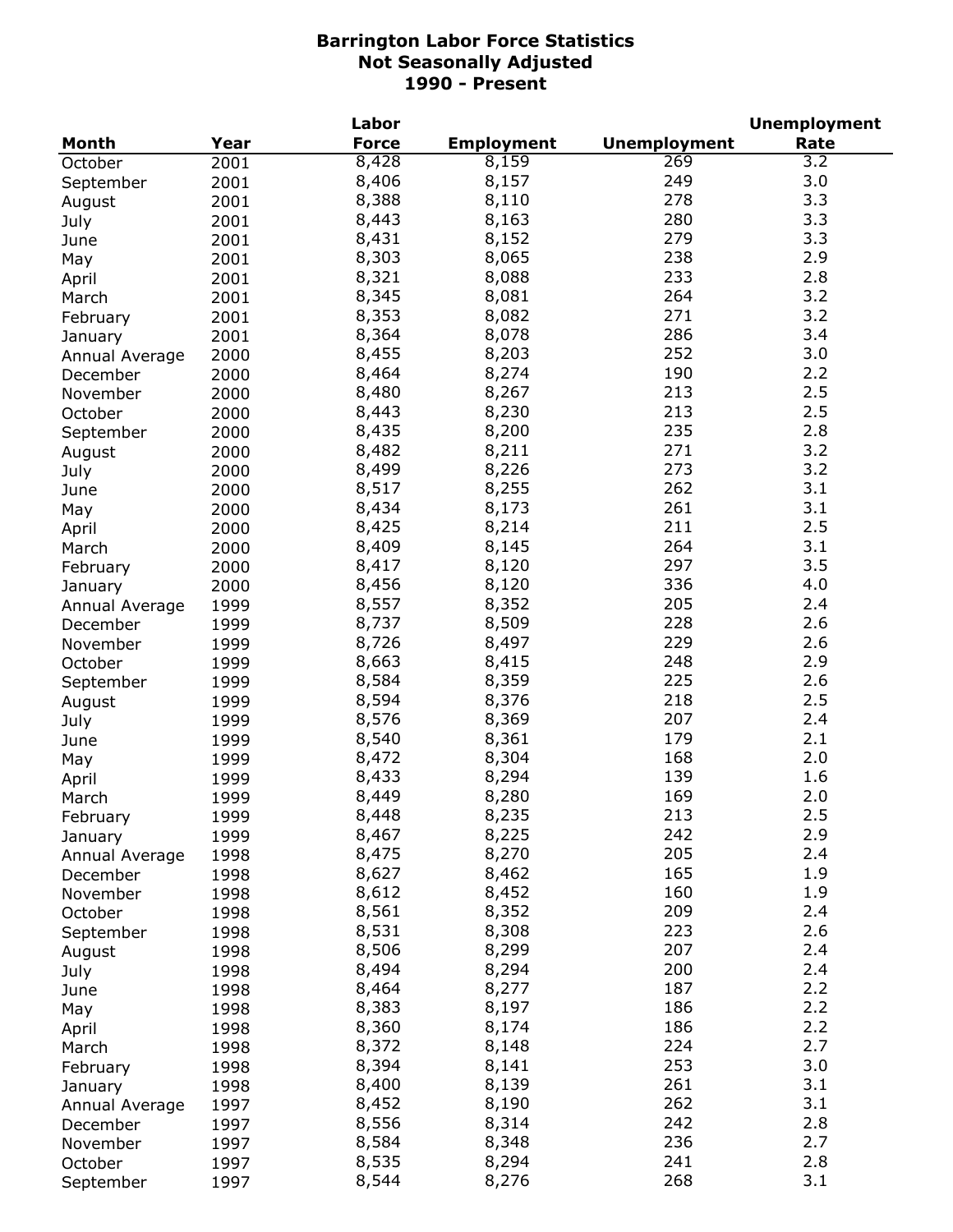# Barrington Labor Force Statistics
## Not Seasonally Adjusted
## 1990 - Present

| Month | Year | Labor Force | Employment | Unemployment | Unemployment Rate |
|---|---|---|---|---|---|
| October | 2001 | 8,428 | 8,159 | 269 | 3.2 |
| September | 2001 | 8,406 | 8,157 | 249 | 3.0 |
| August | 2001 | 8,388 | 8,110 | 278 | 3.3 |
| July | 2001 | 8,443 | 8,163 | 280 | 3.3 |
| June | 2001 | 8,431 | 8,152 | 279 | 3.3 |
| May | 2001 | 8,303 | 8,065 | 238 | 2.9 |
| April | 2001 | 8,321 | 8,088 | 233 | 2.8 |
| March | 2001 | 8,345 | 8,081 | 264 | 3.2 |
| February | 2001 | 8,353 | 8,082 | 271 | 3.2 |
| January | 2001 | 8,364 | 8,078 | 286 | 3.4 |
| Annual Average | 2000 | 8,455 | 8,203 | 252 | 3.0 |
| December | 2000 | 8,464 | 8,274 | 190 | 2.2 |
| November | 2000 | 8,480 | 8,267 | 213 | 2.5 |
| October | 2000 | 8,443 | 8,230 | 213 | 2.5 |
| September | 2000 | 8,435 | 8,200 | 235 | 2.8 |
| August | 2000 | 8,482 | 8,211 | 271 | 3.2 |
| July | 2000 | 8,499 | 8,226 | 273 | 3.2 |
| June | 2000 | 8,517 | 8,255 | 262 | 3.1 |
| May | 2000 | 8,434 | 8,173 | 261 | 3.1 |
| April | 2000 | 8,425 | 8,214 | 211 | 2.5 |
| March | 2000 | 8,409 | 8,145 | 264 | 3.1 |
| February | 2000 | 8,417 | 8,120 | 297 | 3.5 |
| January | 2000 | 8,456 | 8,120 | 336 | 4.0 |
| Annual Average | 1999 | 8,557 | 8,352 | 205 | 2.4 |
| December | 1999 | 8,737 | 8,509 | 228 | 2.6 |
| November | 1999 | 8,726 | 8,497 | 229 | 2.6 |
| October | 1999 | 8,663 | 8,415 | 248 | 2.9 |
| September | 1999 | 8,584 | 8,359 | 225 | 2.6 |
| August | 1999 | 8,594 | 8,376 | 218 | 2.5 |
| July | 1999 | 8,576 | 8,369 | 207 | 2.4 |
| June | 1999 | 8,540 | 8,361 | 179 | 2.1 |
| May | 1999 | 8,472 | 8,304 | 168 | 2.0 |
| April | 1999 | 8,433 | 8,294 | 139 | 1.6 |
| March | 1999 | 8,449 | 8,280 | 169 | 2.0 |
| February | 1999 | 8,448 | 8,235 | 213 | 2.5 |
| January | 1999 | 8,467 | 8,225 | 242 | 2.9 |
| Annual Average | 1998 | 8,475 | 8,270 | 205 | 2.4 |
| December | 1998 | 8,627 | 8,462 | 165 | 1.9 |
| November | 1998 | 8,612 | 8,452 | 160 | 1.9 |
| October | 1998 | 8,561 | 8,352 | 209 | 2.4 |
| September | 1998 | 8,531 | 8,308 | 223 | 2.6 |
| August | 1998 | 8,506 | 8,299 | 207 | 2.4 |
| July | 1998 | 8,494 | 8,294 | 200 | 2.4 |
| June | 1998 | 8,464 | 8,277 | 187 | 2.2 |
| May | 1998 | 8,383 | 8,197 | 186 | 2.2 |
| April | 1998 | 8,360 | 8,174 | 186 | 2.2 |
| March | 1998 | 8,372 | 8,148 | 224 | 2.7 |
| February | 1998 | 8,394 | 8,141 | 253 | 3.0 |
| January | 1998 | 8,400 | 8,139 | 261 | 3.1 |
| Annual Average | 1997 | 8,452 | 8,190 | 262 | 3.1 |
| December | 1997 | 8,556 | 8,314 | 242 | 2.8 |
| November | 1997 | 8,584 | 8,348 | 236 | 2.7 |
| October | 1997 | 8,535 | 8,294 | 241 | 2.8 |
| September | 1997 | 8,544 | 8,276 | 268 | 3.1 |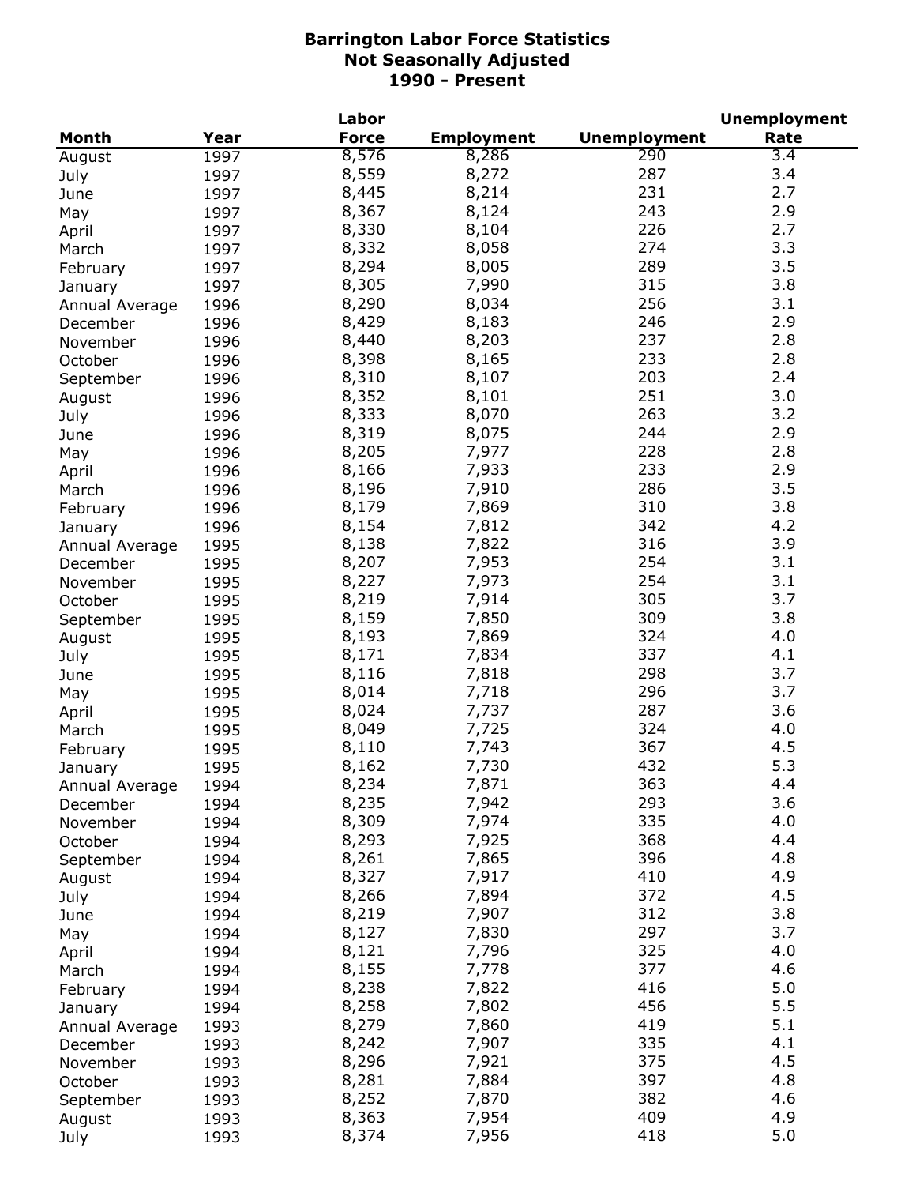# Barrington Labor Force Statistics
## Not Seasonally Adjusted
## 1990 - Present

| Month | Year | Labor Force | Employment | Unemployment | Unemployment Rate |
|---|---|---|---|---|---|
| August | 1997 | 8,576 | 8,286 | 290 | 3.4 |
| July | 1997 | 8,559 | 8,272 | 287 | 3.4 |
| June | 1997 | 8,445 | 8,214 | 231 | 2.7 |
| May | 1997 | 8,367 | 8,124 | 243 | 2.9 |
| April | 1997 | 8,330 | 8,104 | 226 | 2.7 |
| March | 1997 | 8,332 | 8,058 | 274 | 3.3 |
| February | 1997 | 8,294 | 8,005 | 289 | 3.5 |
| January | 1997 | 8,305 | 7,990 | 315 | 3.8 |
| Annual Average | 1996 | 8,290 | 8,034 | 256 | 3.1 |
| December | 1996 | 8,429 | 8,183 | 246 | 2.9 |
| November | 1996 | 8,440 | 8,203 | 237 | 2.8 |
| October | 1996 | 8,398 | 8,165 | 233 | 2.8 |
| September | 1996 | 8,310 | 8,107 | 203 | 2.4 |
| August | 1996 | 8,352 | 8,101 | 251 | 3.0 |
| July | 1996 | 8,333 | 8,070 | 263 | 3.2 |
| June | 1996 | 8,319 | 8,075 | 244 | 2.9 |
| May | 1996 | 8,205 | 7,977 | 228 | 2.8 |
| April | 1996 | 8,166 | 7,933 | 233 | 2.9 |
| March | 1996 | 8,196 | 7,910 | 286 | 3.5 |
| February | 1996 | 8,179 | 7,869 | 310 | 3.8 |
| January | 1996 | 8,154 | 7,812 | 342 | 4.2 |
| Annual Average | 1995 | 8,138 | 7,822 | 316 | 3.9 |
| December | 1995 | 8,207 | 7,953 | 254 | 3.1 |
| November | 1995 | 8,227 | 7,973 | 254 | 3.1 |
| October | 1995 | 8,219 | 7,914 | 305 | 3.7 |
| September | 1995 | 8,159 | 7,850 | 309 | 3.8 |
| August | 1995 | 8,193 | 7,869 | 324 | 4.0 |
| July | 1995 | 8,171 | 7,834 | 337 | 4.1 |
| June | 1995 | 8,116 | 7,818 | 298 | 3.7 |
| May | 1995 | 8,014 | 7,718 | 296 | 3.7 |
| April | 1995 | 8,024 | 7,737 | 287 | 3.6 |
| March | 1995 | 8,049 | 7,725 | 324 | 4.0 |
| February | 1995 | 8,110 | 7,743 | 367 | 4.5 |
| January | 1995 | 8,162 | 7,730 | 432 | 5.3 |
| Annual Average | 1994 | 8,234 | 7,871 | 363 | 4.4 |
| December | 1994 | 8,235 | 7,942 | 293 | 3.6 |
| November | 1994 | 8,309 | 7,974 | 335 | 4.0 |
| October | 1994 | 8,293 | 7,925 | 368 | 4.4 |
| September | 1994 | 8,261 | 7,865 | 396 | 4.8 |
| August | 1994 | 8,327 | 7,917 | 410 | 4.9 |
| July | 1994 | 8,266 | 7,894 | 372 | 4.5 |
| June | 1994 | 8,219 | 7,907 | 312 | 3.8 |
| May | 1994 | 8,127 | 7,830 | 297 | 3.7 |
| April | 1994 | 8,121 | 7,796 | 325 | 4.0 |
| March | 1994 | 8,155 | 7,778 | 377 | 4.6 |
| February | 1994 | 8,238 | 7,822 | 416 | 5.0 |
| January | 1994 | 8,258 | 7,802 | 456 | 5.5 |
| Annual Average | 1993 | 8,279 | 7,860 | 419 | 5.1 |
| December | 1993 | 8,242 | 7,907 | 335 | 4.1 |
| November | 1993 | 8,296 | 7,921 | 375 | 4.5 |
| October | 1993 | 8,281 | 7,884 | 397 | 4.8 |
| September | 1993 | 8,252 | 7,870 | 382 | 4.6 |
| August | 1993 | 8,363 | 7,954 | 409 | 4.9 |
| July | 1993 | 8,374 | 7,956 | 418 | 5.0 |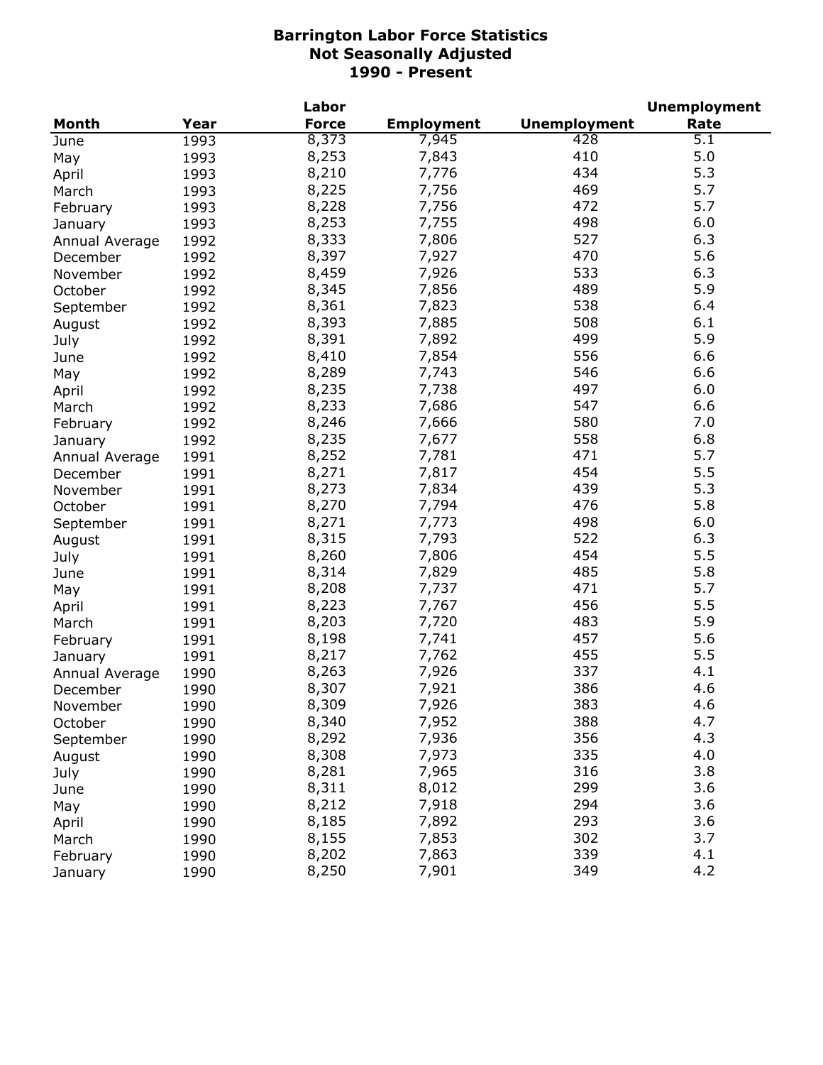# Barrington Labor Force Statistics
## Not Seasonally Adjusted
## 1990 - Present

| Month | Year | Labor Force | Employment | Unemployment | Unemployment Rate |
|---|---|---|---|---|---|
| June | 1993 | 8,373 | 7,945 | 428 | 5.1 |
| May | 1993 | 8,253 | 7,843 | 410 | 5.0 |
| April | 1993 | 8,210 | 7,776 | 434 | 5.3 |
| March | 1993 | 8,225 | 7,756 | 469 | 5.7 |
| February | 1993 | 8,228 | 7,756 | 472 | 5.7 |
| January | 1993 | 8,253 | 7,755 | 498 | 6.0 |
| Annual Average | 1992 | 8,333 | 7,806 | 527 | 6.3 |
| December | 1992 | 8,397 | 7,927 | 470 | 5.6 |
| November | 1992 | 8,459 | 7,926 | 533 | 6.3 |
| October | 1992 | 8,345 | 7,856 | 489 | 5.9 |
| September | 1992 | 8,361 | 7,823 | 538 | 6.4 |
| August | 1992 | 8,393 | 7,885 | 508 | 6.1 |
| July | 1992 | 8,391 | 7,892 | 499 | 5.9 |
| June | 1992 | 8,410 | 7,854 | 556 | 6.6 |
| May | 1992 | 8,289 | 7,743 | 546 | 6.6 |
| April | 1992 | 8,235 | 7,738 | 497 | 6.0 |
| March | 1992 | 8,233 | 7,686 | 547 | 6.6 |
| February | 1992 | 8,246 | 7,666 | 580 | 7.0 |
| January | 1992 | 8,235 | 7,677 | 558 | 6.8 |
| Annual Average | 1991 | 8,252 | 7,781 | 471 | 5.7 |
| December | 1991 | 8,271 | 7,817 | 454 | 5.5 |
| November | 1991 | 8,273 | 7,834 | 439 | 5.3 |
| October | 1991 | 8,270 | 7,794 | 476 | 5.8 |
| September | 1991 | 8,271 | 7,773 | 498 | 6.0 |
| August | 1991 | 8,315 | 7,793 | 522 | 6.3 |
| July | 1991 | 8,260 | 7,806 | 454 | 5.5 |
| June | 1991 | 8,314 | 7,829 | 485 | 5.8 |
| May | 1991 | 8,208 | 7,737 | 471 | 5.7 |
| April | 1991 | 8,223 | 7,767 | 456 | 5.5 |
| March | 1991 | 8,203 | 7,720 | 483 | 5.9 |
| February | 1991 | 8,198 | 7,741 | 457 | 5.6 |
| January | 1991 | 8,217 | 7,762 | 455 | 5.5 |
| Annual Average | 1990 | 8,263 | 7,926 | 337 | 4.1 |
| December | 1990 | 8,307 | 7,921 | 386 | 4.6 |
| November | 1990 | 8,309 | 7,926 | 383 | 4.6 |
| October | 1990 | 8,340 | 7,952 | 388 | 4.7 |
| September | 1990 | 8,292 | 7,936 | 356 | 4.3 |
| August | 1990 | 8,308 | 7,973 | 335 | 4.0 |
| July | 1990 | 8,281 | 7,965 | 316 | 3.8 |
| June | 1990 | 8,311 | 8,012 | 299 | 3.6 |
| May | 1990 | 8,212 | 7,918 | 294 | 3.6 |
| April | 1990 | 8,185 | 7,892 | 293 | 3.6 |
| March | 1990 | 8,155 | 7,853 | 302 | 3.7 |
| February | 1990 | 8,202 | 7,863 | 339 | 4.1 |
| January | 1990 | 8,250 | 7,901 | 349 | 4.2 |